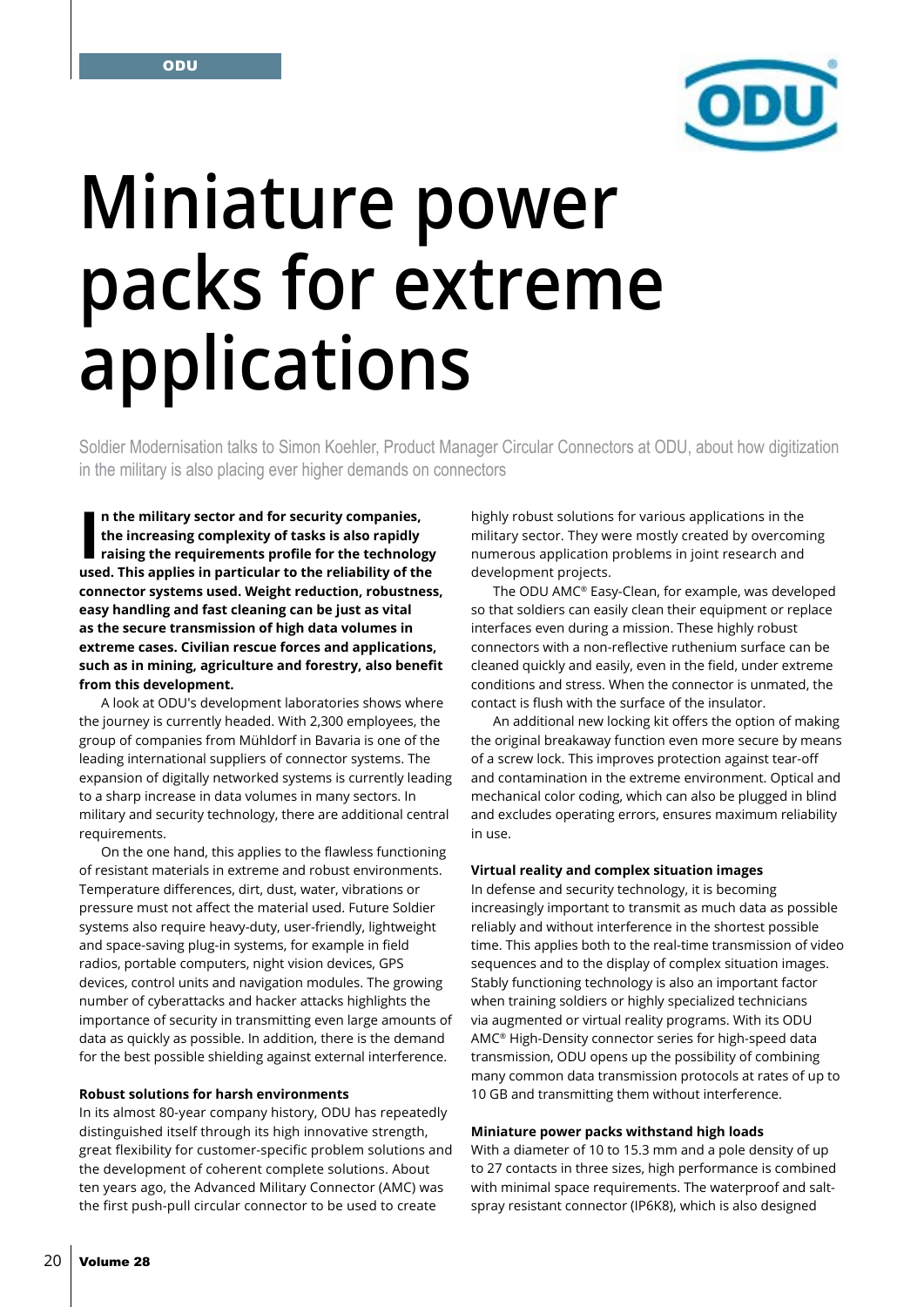# Miniature power packs for extreme applications

Soldier Modernisation talks to Simon Koehler, Product Manager Circular Connectors at ODU, about how digitization in the military is also placing ever higher demands on connectors

**In the military sector and for security companies, the increasing complexity of tasks is also rapidly raising the requirements profile for the technology used. This applies in particular to the reliability of the connector systems used. Weight reduction, robustness, easy handling and fast cleaning can be just as vital as the secure transmission of high data volumes in extreme cases. Civilian rescue forces and applications, such as in mining, agriculture and forestry, also benefit from this development.**

A look at ODU's development laboratories shows where the journey is currently headed. With 2,300 employees, the group of companies from Mühldorf in Bavaria is one of the leading international suppliers of connector systems. The expansion of digitally networked systems is currently leading to a sharp increase in data volumes in many sectors. In military and security technology, there are additional central requirements.

On the one hand, this applies to the flawless functioning of resistant materials in extreme and robust environments. Temperature differences, dirt, dust, water, vibrations or pressure must not affect the material used. Future Soldier systems also require heavy-duty, user-friendly, lightweight and space-saving plug-in systems, for example in field radios, portable computers, night vision devices, GPS devices, control units and navigation modules. The growing number of cyberattacks and hacker attacks highlights the importance of security in transmitting even large amounts of data as quickly as possible. In addition, there is the demand for the best possible shielding against external interference.

### Robust solutions for harsh environments

In its almost 80-year company history, ODU has repeatedly distinguished itself through its high innovative strength, great flexibility for customer-specific problem solutions and the development of coherent complete solutions. About ten years ago, the Advanced Military Connector (AMC) was the first push-pull circular connector to be used to create highly robust solutions for various applications in the military sector. They were mostly created by overcoming numerous application problems in joint research and development projects.

The ODU AMC® Easy-Clean, for example, was developed so that soldiers can easily clean their equipment or replace interfaces even during a mission. These highly robust connectors with a non-reflective ruthenium surface can be cleaned quickly and easily, even in the field, under extreme conditions and stress. When the connector is unmated, the contact is flush with the surface of the insulator.

An additional new locking kit offers the option of making the original breakaway function even more secure by means of a screw lock. This improves protection against tear-off and contamination in the extreme environment. Optical and mechanical color coding, which can also be plugged in blind and excludes operating errors, ensures maximum reliability in use.

### Virtual reality and complex situation images

In defense and security technology, it is becoming increasingly important to transmit as much data as possible reliably and without interference in the shortest possible time. This applies both to the real-time transmission of video sequences and to the display of complex situation images. Stably functioning technology is also an important factor when training soldiers or highly specialized technicians via augmented or virtual reality programs. With its ODU AMC® High-Density connector series for high-speed data transmission, ODU opens up the possibility of combining many common data transmission protocols at rates of up to 10 GB and transmitting them without interference.

### Miniature power packs withstand high loads

With a diameter of 10 to 15.3 mm and a pole density of up to 27 contacts in three sizes, high performance is combined with minimal space requirements. The waterproof and salt-spray resistant connector (IP6K8), which is also designed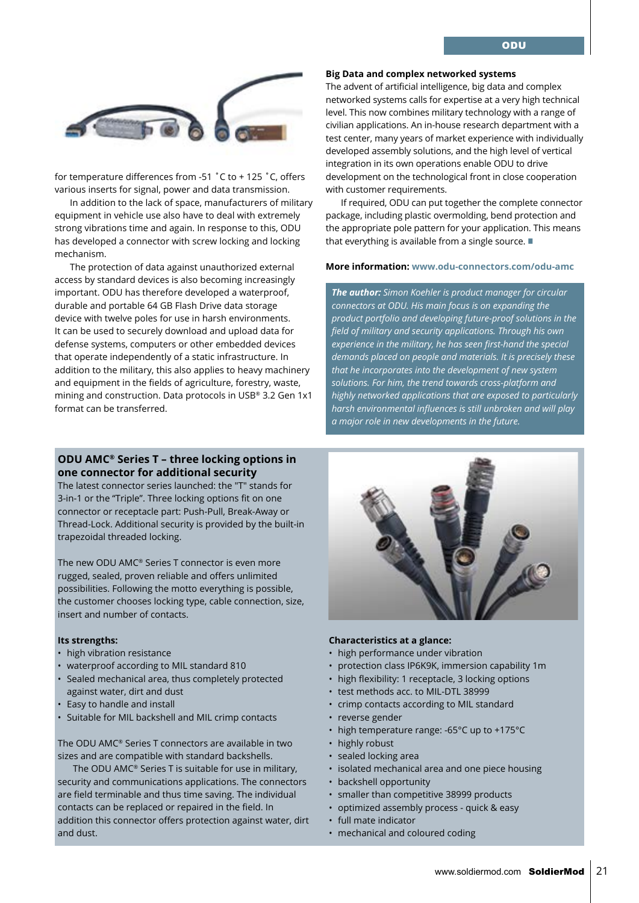for temperature differences from -51 ˚C to + 125 ˚C, offers various inserts for signal, power and data transmission.

In addition to the lack of space, manufacturers of military equipment in vehicle use also have to deal with extremely strong vibrations time and again. In response to this, ODU has developed a connector with screw locking and locking mechanism.

The protection of data against unauthorized external access by standard devices is also becoming increasingly important. ODU has therefore developed a waterproof, durable and portable 64 GB Flash Drive data storage device with twelve poles for use in harsh environments. It can be used to securely download and upload data for defense systems, computers or other embedded devices that operate independently of a static infrastructure. In addition to the military, this also applies to heavy machinery and equipment in the fields of agriculture, forestry, waste, mining and construction. Data protocols in USB® 3.2 Gen 1x1 format can be transferred.

**Big Data and complex networked systems**

The advent of artificial intelligence, big data and complex networked systems calls for expertise at a very high technical level. This now combines military technology with a range of civilian applications. An in-house research department with a test center, many years of market experience with individually developed assembly solutions, and the high level of vertical integration in its own operations enable ODU to drive development on the technological front in close cooperation with customer requirements.

If required, ODU can put together the complete connector package, including plastic overmolding, bend protection and the appropriate pole pattern for your application. This means that everything is available from a single source. ■

**More information:** www.odu-connectors.com/odu-amc

***The author:*** *Simon Koehler is product manager for circular connectors at ODU. His main focus is on expanding the product portfolio and developing future-proof solutions in the field of military and security applications. Through his own experience in the military, he has seen first-hand the special demands placed on people and materials. It is precisely these that he incorporates into the development of new system solutions. For him, the trend towards cross-platform and highly networked applications that are exposed to particularly harsh environmental influences is still unbroken and will play a major role in new developments in the future.*

## ODU AMC® Series T – three locking options in one connector for additional security

The latest connector series launched: the "T" stands for 3-in-1 or the "Triple". Three locking options fit on one connector or receptacle part: Push-Pull, Break-Away or Thread-Lock. Additional security is provided by the built-in trapezoidal threaded locking.

The new ODU AMC® Series T connector is even more rugged, sealed, proven reliable and offers unlimited possibilities. Following the motto everything is possible, the customer chooses locking type, cable connection, size, insert and number of contacts.

**Its strengths:**

- high vibration resistance
- waterproof according to MIL standard 810
- Sealed mechanical area, thus completely protected against water, dirt and dust
- Easy to handle and install
- Suitable for MIL backshell and MIL crimp contacts

The ODU AMC® Series T connectors are available in two sizes and are compatible with standard backshells.

The ODU AMC® Series T is suitable for use in military, security and communications applications. The connectors are field terminable and thus time saving. The individual contacts can be replaced or repaired in the field. In addition this connector offers protection against water, dirt and dust.

**Characteristics at a glance:**

- high performance under vibration
- protection class IP6K9K, immersion capability 1m
- high flexibility: 1 receptacle, 3 locking options
- test methods acc. to MIL-DTL 38999
- crimp contacts according to MIL standard
- reverse gender
- high temperature range: -65°C up to +175°C
- highly robust
- sealed locking area
- isolated mechanical area and one piece housing
- backshell opportunity
- smaller than competitive 38999 products
- optimized assembly process - quick & easy
- full mate indicator
- mechanical and coloured coding